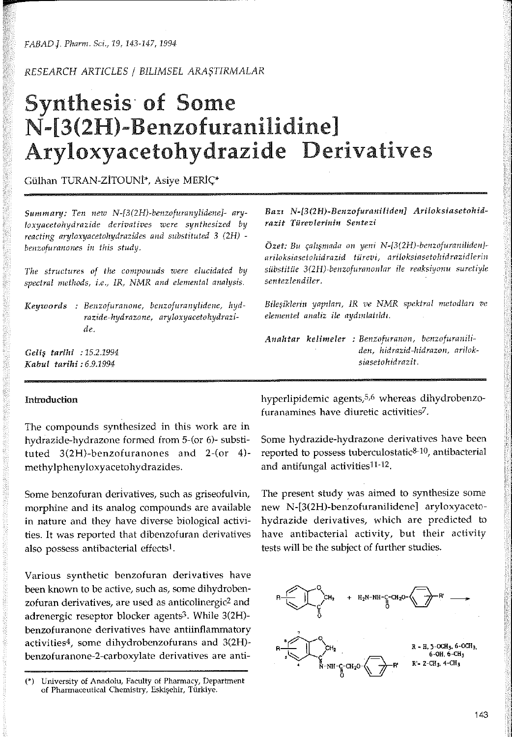RESEARCH ARTICLES / BILIMSEL ARAŞTIRMALAR

# Synthesis of Some N-[3(2H)-Benzofuranilidine] Aryloxyacetohydrazide Derivatives

Gülhan TURAN-ZİTOUNİ*, Asiye MERİÇ*

*Summary: Ten new N-[3(2H)-benzofuranylidene]- aryloxyacetohydrazide derivatives were synthesized by reacting aryloxyacetohydrazides and substituted 3 (2H) - benzofuranones in this study.*

*The structures of the compounds were elucidated by spectral methods, i.e., IR, NMR and elemental analysis.*

***Keywords** : Benzofuranone, benzofuranylidene, hydrazide-hydrazone, aryloxyacetohydrazide.*

***Geliş tarihi** : 15.2.1994*
***Kabul tarihi** : 6.9.1994*

***Bazı N-[3(2H)-Benzofuraniliden] Ariloksiasetohidrazit Türevlerinin Sentezi***

*Özet: Bu çalışmada on yeni N-[3(2H)-benzofuraniliden]-ariloksiasetohidrazid türevi, ariloksiasetohidrazidlerin sübstitüe 3(2H)-benzofuranonlar ile reaksiyonu suretiyle sentezlendiler.*

*Bileşiklerin yapıları, IR ve NMR spektral metodları ve elementel analiz ile aydınlatıldı.*

***Anahtar kelimeler** : Benzofuranon, benzofuraniliden, hidrazid-hidrazon, ariloksiasetohidrazit.*

## Introduction

The compounds synthesized in this work are in hydrazide-hydrazone formed from 5-(or 6)- substituted 3(2H)-benzofuranones and 2-(or 4)-methylphenyloxyacetohydrazides.

Some benzofuran derivatives, such as griseofulvin, morphine and its analog compounds are available in nature and they have diverse biological activities. It was reported that dibenzofuran derivatives also possess antibacterial effects[1].

Various synthetic benzofuran derivatives have been known to be active, such as, some dihydrobenzofuran derivatives, are used as anticolinergic[2] and adrenergic reseptor blocker agents[3]. While 3(2H)-benzofuranone derivatives have antiinflammatory activities[4], some dihydrobenzofurans and 3(2H)-benzofuranone-2-carboxylate derivatives are antihyperlipidemic agents,[5,6] whereas dihydrobenzofuranamines have diuretic activities[7].

Some hydrazide-hydrazone derivatives have been reported to possess tuberculostatic[8-10], antibacterial and antifungal activities[11-12].

The present study was aimed to synthesize some new N-[3(2H)-benzofuranilidene] aryloxyacetohydrazide derivatives, which are predicted to have antibacterial activity, but their activity tests will be the subject of further studies.

R = H, 5-$OCH_3$, 6-$OCH_3$, 6-OH, 6-$CH_3$
R' = 2-$CH_3$, 4-$CH_3$

(*) University of Anadolu, Faculty of Pharmacy, Department of Pharmaceutical Chemistry, Eskişehir, Türkiye.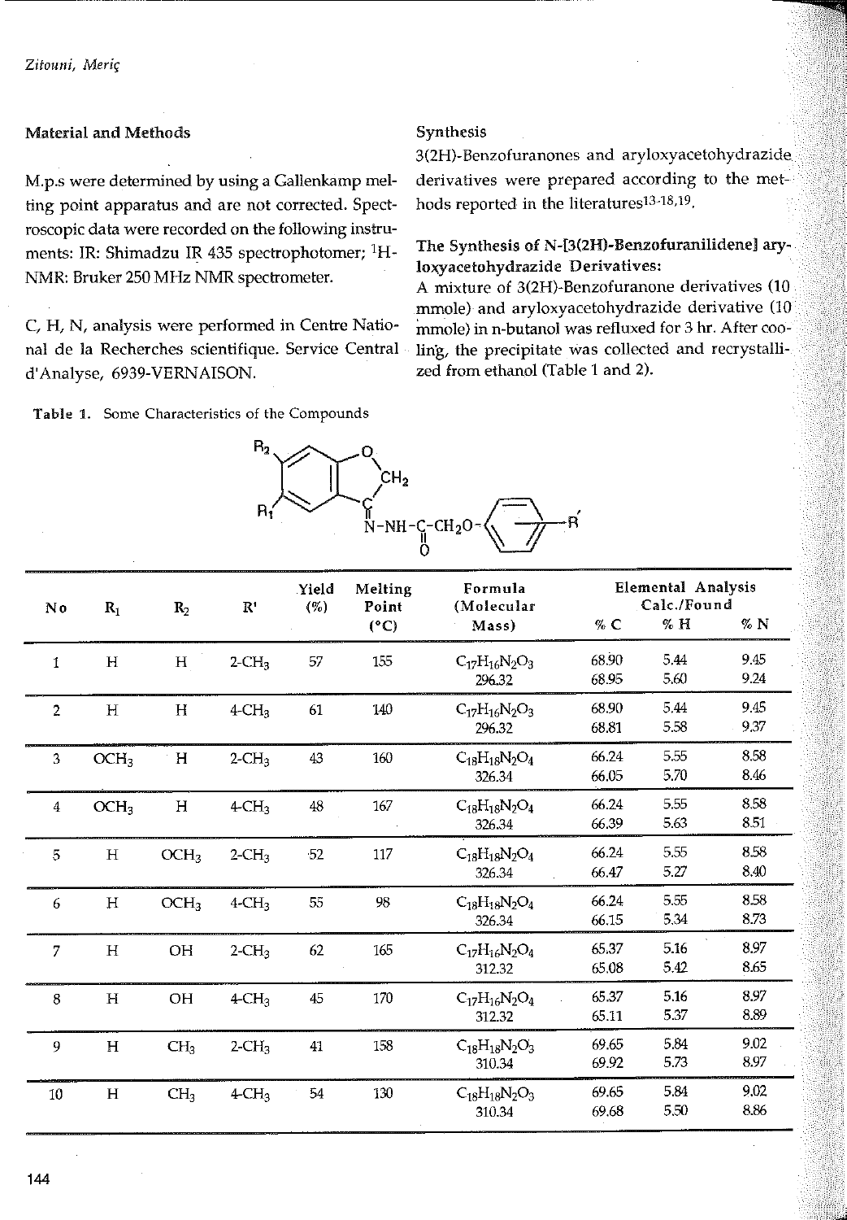## Material and Methods

M.p.s were determined by using a Gallenkamp melting point apparatus and are not corrected. Spectroscopic data were recorded on the following instruments: IR: Shimadzu IR 435 spectrophotomer; $^1$H-NMR: Bruker 250 MHz NMR spectrometer.

C, H, N, analysis were performed in Centre National de la Recherches scientifique. Service Central d'Analyse, 6939-VERNAISON.

## Synthesis

3(2H)-Benzofuranones and aryloxyacetohydrazide derivatives were prepared according to the methods reported in the literatures[13-18,19].

### The Synthesis of N-[3(2H)-Benzofuranilidene] aryloxyacetohydrazide Derivatives:

A mixture of 3(2H)-Benzofuranone derivatives (10 mmole) and aryloxyacetohydrazide derivative (10 mmole) in n-butanol was refluxed for 3 hr. After cooling, the precipitate was collected and recrystallized from ethanol (Table 1 and 2).

**Table 1.** Some Characteristics of the Compounds

| No | $R_1$ | $R_2$ | R' | Yield (%) | Melting Point (°C) | Formula (Molecular Mass) | Elemental Analysis Calc./Found % C | % H | % N |
|---|---|---|---|---|---|---|---|---|---|
| 1 | H | H | 2-$CH_3$ | 57 | 155 | $C_{17}H_{16}N_2O_3$ 296.32 | 68.90 / 68.95 | 5.44 / 5.60 | 9.45 / 9.24 |
| 2 | H | H | 4-$CH_3$ | 61 | 140 | $C_{17}H_{16}N_2O_3$ 296.32 | 68.90 / 68.81 | 5.44 / 5.58 | 9.45 / 9.37 |
| 3 | $OCH_3$ | H | 2-$CH_3$ | 43 | 160 | $C_{18}H_{18}N_2O_4$ 326.34 | 66.24 / 66.05 | 5.55 / 5.70 | 8.58 / 8.46 |
| 4 | $OCH_3$ | H | 4-$CH_3$ | 48 | 167 | $C_{18}H_{18}N_2O_4$ 326.34 | 66.24 / 66.39 | 5.55 / 5.63 | 8.58 / 8.51 |
| 5 | H | $OCH_3$ | 2-$CH_3$ | 52 | 117 | $C_{18}H_{18}N_2O_4$ 326.34 | 66.24 / 66.47 | 5.55 / 5.27 | 8.58 / 8.40 |
| 6 | H | $OCH_3$ | 4-$CH_3$ | 55 | 98 | $C_{18}H_{18}N_2O_4$ 326.34 | 66.24 / 66.15 | 5.55 / 5.34 | 8.58 / 8.73 |
| 7 | H | OH | 2-$CH_3$ | 62 | 165 | $C_{17}H_{16}N_2O_4$ 312.32 | 65.37 / 65.08 | 5.16 / 5.42 | 8.97 / 8.65 |
| 8 | H | OH | 4-$CH_3$ | 45 | 170 | $C_{17}H_{16}N_2O_4$ 312.32 | 65.37 / 65.11 | 5.16 / 5.37 | 8.97 / 8.89 |
| 9 | H | $CH_3$ | 2-$CH_3$ | 41 | 158 | $C_{18}H_{18}N_2O_3$ 310.34 | 69.65 / 69.92 | 5.84 / 5.73 | 9.02 / 8.97 |
| 10 | H | $CH_3$ | 4-$CH_3$ | 54 | 130 | $C_{18}H_{18}N_2O_3$ 310.34 | 69.65 / 69.68 | 5.84 / 5.50 | 9.02 / 8.86 |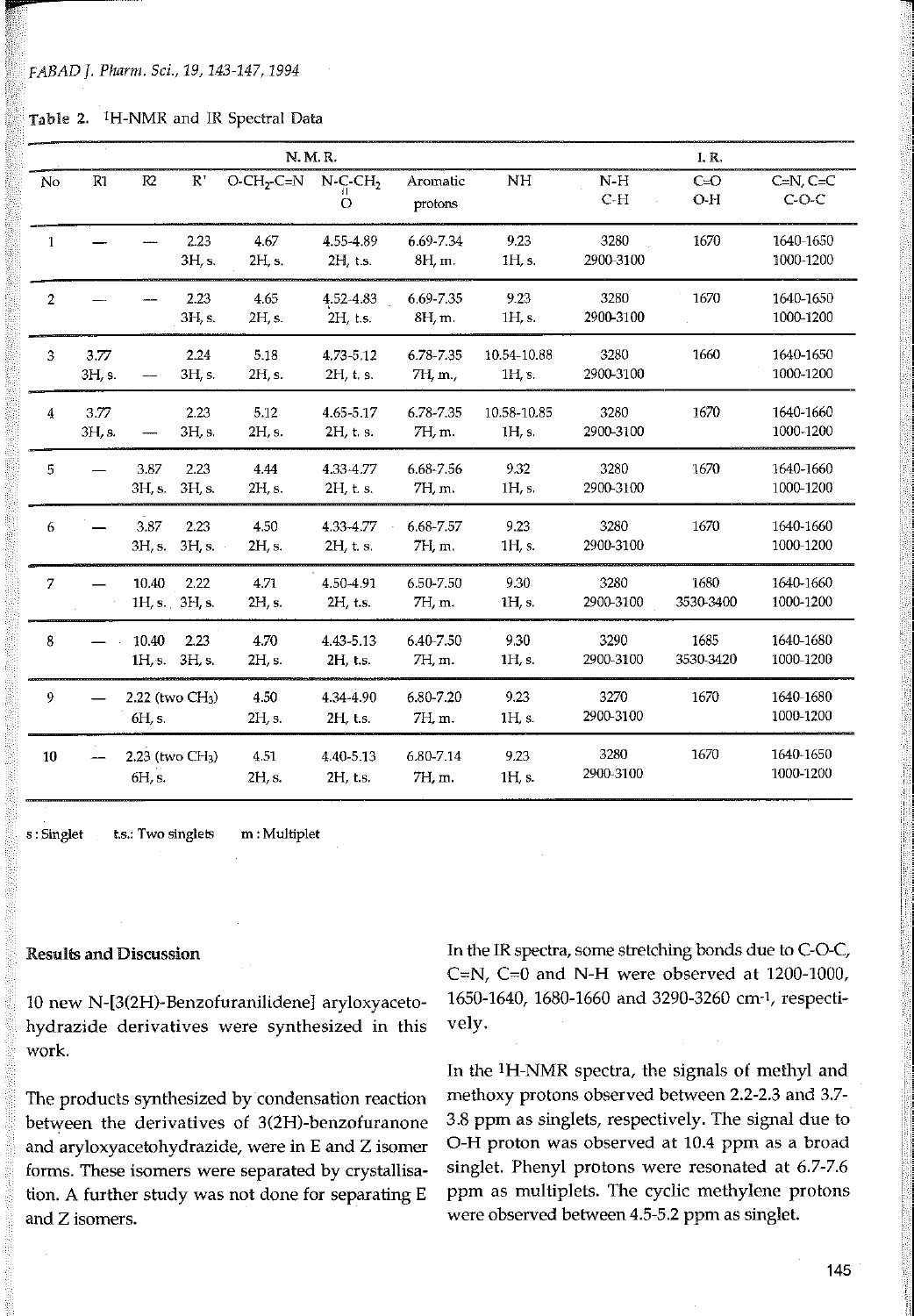Table 2. $^1$H-NMR and IR Spectral Data

| | N. M. R. | | | | | | | I. R. | | |
|---|---|---|---|---|---|---|---|---|---|---|
| No | R1 | R2 | R' | O-CH$_2$-C=N | N-C(=O)-CH$_2$ | Aromatic protons | NH | N-H C-H | C=O O-H | C=N, C=C C-O-C |
| 1 | — | — | 2.23 3H, s. | 4.67 2H, s. | 4.55-4.89 2H, t.s. | 6.69-7.34 8H, m. | 9.23 1H, s. | 3280 2900-3100 | 1670 | 1640-1650 1000-1200 |
| 2 | — | — | 2.23 3H, s. | 4.65 2H, s. | 4.52-4.83 2H, t.s. | 6.69-7.35 8H, m. | 9.23 1H, s. | 3280 2900-3100 | 1670 | 1640-1650 1000-1200 |
| 3 | 3.77 3H, s. | — | 2.24 3H, s. | 5.18 2H, s. | 4.73-5.12 2H, t. s. | 6.78-7.35 7H, m., | 10.54-10.88 1H, s. | 3280 2900-3100 | 1660 | 1640-1650 1000-1200 |
| 4 | 3.77 3H, s. | — | 2.23 3H, s. | 5.12 2H, s. | 4.65-5.17 2H, t. s. | 6.78-7.35 7H, m. | 10.58-10.85 1H, s. | 3280 2900-3100 | 1670 | 1640-1660 1000-1200 |
| 5 | — | 3.87 3H, s. | 2.23 3H, s. | 4.44 2H, s. | 4.33-4.77 2H, t. s. | 6.68-7.56 7H, m. | 9.32 1H, s. | 3280 2900-3100 | 1670 | 1640-1660 1000-1200 |
| 6 | — | 3.87 3H, s. | 2.23 3H, s. | 4.50 2H, s. | 4.33-4.77 2H, t. s. | 6.68-7.57 7H, m. | 9.23 1H, s. | 3280 2900-3100 | 1670 | 1640-1660 1000-1200 |
| 7 | — | 10.40 1H, s. | 2.22 3H, s. | 4.71 2H, s. | 4.50-4.91 2H, t.s. | 6.50-7.50 7H, m. | 9.30 1H, s. | 3280 2900-3100 | 1680 3530-3400 | 1640-1660 1000-1200 |
| 8 | — | 10.40 1H, s. | 2.23 3H, s. | 4.70 2H, s. | 4.43-5.13 2H, t.s. | 6.40-7.50 7H, m. | 9.30 1H, s. | 3290 2900-3100 | 1685 3530-3420 | 1640-1680 1000-1200 |
| 9 | — | 2.22 (two CH$_3$) 6H, s. | | 4.50 2H, s. | 4.34-4.90 2H, t.s. | 6.80-7.20 7H, m. | 9.23 1H, s. | 3270 2900-3100 | 1670 | 1640-1680 1000-1200 |
| 10 | — | 2.23 (two CH$_3$) 6H, s. | | 4.51 2H, s. | 4.40-5.13 2H, t.s. | 6.80-7.14 7H, m. | 9.23 1H, s. | 3280 2900-3100 | 1670 | 1640-1650 1000-1200 |

s : Singlet  t.s.: Two singlets  m : Multiplet

## Results and Discussion

10 new N-[3(2H)-Benzofuranilidene] aryloxyacetohydrazide derivatives were synthesized in this work.

The products synthesized by condensation reaction between the derivatives of 3(2H)-benzofuranone and aryloxyacetohydrazide, were in E and Z isomer forms. These isomers were separated by crystallisation. A further study was not done for separating E and Z isomers.

In the IR spectra, some stretching bonds due to C-O-C, C=N, C=0 and N-H were observed at 1200-1000, 1650-1640, 1680-1660 and 3290-3260 cm$^{-1}$, respectively.

In the $^1$H-NMR spectra, the signals of methyl and methoxy protons observed between 2.2-2.3 and 3.7-3.8 ppm as singlets, respectively. The signal due to O-H proton was observed at 10.4 ppm as a broad singlet. Phenyl protons were resonated at 6.7-7.6 ppm as multiplets. The cyclic methylene protons were observed between 4.5-5.2 ppm as singlet.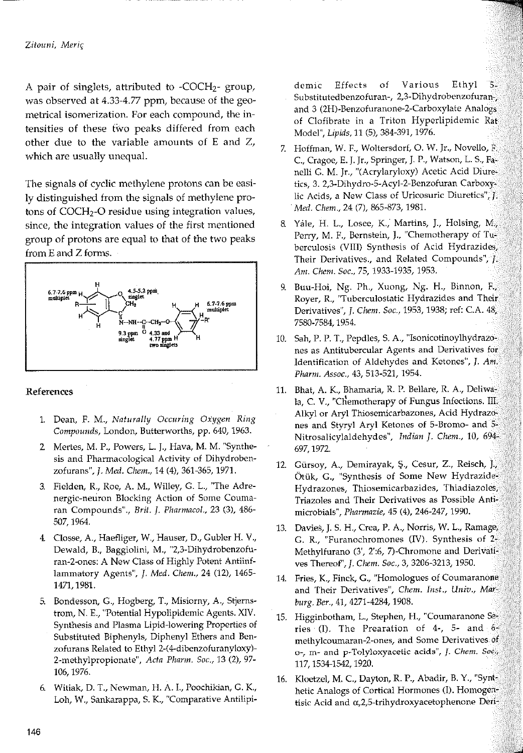A pair of singlets, attributed to $-COCH_2-$ group, was observed at 4.33-4.77 ppm, because of the geometrical isomerization. For each compound, the intensities of these two peaks differed from each other due to the variable amounts of E and Z, which are usually unequal.

The signals of cyclic methylene protons can be easily distinguished from the signals of methylene protons of $COCH_2$-O residue using integration values, since, the integration values of the first mentioned group of protons are equal to that of the two peaks from E and Z forms.

6.7-7.6 ppm multiplet; 4.5-5.2 ppm singlet; 6.7-7.6 ppm multiplet; 9.3 ppm singlet; 4.33 and 4.77 ppm two singlets

## References

1. Dean, F. M., *Naturally Occuring Oxygen Ring Compounds*, London, Butterworths, pp. 640, 1963.
2. Mertes, M. P., Powers, L. J., Hava, M. M. "Synthesis and Pharmacological Activity of Dihydrobenzofurans", *J. Med. Chem.*, 14 (4), 361-365, 1971.
3. Fielden, R., Roe, A. M., Willey, G. L., "The Adrenergic-neuron Blocking Action of Some Coumaran Compounds"., *Brit. J. Pharmacol.*, 23 (3), 486-507, 1964.
4. Closse, A., Haefliger, W., Hauser, D., Gubler H. V., Dewald, B., Baggiolini, M., "2,3-Dihydrobenzofuran-2-ones: A New Class of Highly Potent Antiinflammatory Agents", *J. Med. Chem.*, 24 (12), 1465-1471, 1981.
5. Bondesson, G., Hogberg, T., Misiorny, A., Stjernstrom, N. E., "Potential Hypolipidemic Agents. XIV. Synthesis and Plasma Lipid-lowering Properties of Substituted Biphenyls, Diphenyl Ethers and Benzofurans Related to Ethyl 2-(4-dibenzofuranyloxy)-2-methylpropionate", *Acta Pharm. Suec.*, 13 (2), 97-106, 1976.
6. Witiak, D. T., Newman, H. A. I., Poochikian, G. K., Loh, W., Sankarappa, S. K., "Comparative Antilipidemic Effects of Various Ethyl 5-Substitutedbenzofuran-, 2,3-Dihydrobenzofuran-, and 3 (2H)-Benzofuranone-2-Carboxylate Analogs of Clofibrate in a Triton Hyperlipidemic Rat Model", *Lipids*, 11 (5), 384-391, 1976.
7. Hoffman, W. F., Woltersdorf, O. W. Jr., Novello, F. C., Cragoe, E. J. Jr., Springer, J. P., Watson, L. S., Fanelli G. M. Jr., "(Acrylaryloxy) Acetic Acid Diuretics, 3. 2,3-Dihydro-5-Acyl-2-Benzofuran Carboxylic Acids, a New Class of Uricosuric Diuretics", *J. Med. Chem.*, 24 (7), 865-873, 1981.
8. Yale, H. L., Losee, K., Martins, J., Holsing, M., Perry, M. F., Bernstein, J., "Chemotherapy of Tuberculosis (VIII) Synthesis of Acid Hydrazides, Their Derivatives., and Related Compounds", *J. Am. Chem. Soc.*, 75, 1933-1935, 1953.
9. Buu-Hoi, Ng. Ph., Xuong, Ng. H., Binnon, F., Royer, R., "Tuberculostatic Hydrazides and Their Derivatives", *J. Chem. Soc.*, 1953, 1938; ref: C.A. 48, 7580-7584, 1954.
10. Sah, P. P. T., Pepdles, S. A., "Isonicotinoylhydrazones as Antitubercular Agents and Derivatives for Identification of Aldehydes and Ketones", *J. Am. Pharm. Assoc.*, 43, 513-521, 1954.
11. Bhat, A. K., Bhamaria, R. P. Bellare, R. A., Deliwala, C. V., "Chemotherapy of Fungus Infections. III. Alkyl or Aryl Thiosemicarbazones, Acid Hydrazones and Styryl Aryl Ketones of 5-Bromo- and 5-Nitrosalicylaldehydes", *Indian J. Chem.*, 10, 694-697, 1972.
12. Gürsoy, A., Demirayak, Ş., Cesur, Z., Reisch, J., Ötük, G., "Synthesis of Some New Hydrazide-Hydrazones, Thiosemicarbazides, Thiadiazoles, Triazoles and Their Derivatives as Possible Antimicrobials", *Pharmazie*, 45 (4), 246-247, 1990.
13. Davies, J. S. H., Crea, P. A., Norris, W. L., Ramage, G. R., "Furanochromones (IV). Synthesis of 2-Methylfurano (3', 2':6, 7)-Chromone and Derivatives Thereof", *J. Chem. Soc.*, 3, 3206-3213, 1950.
14. Fries, K., Finck, G., "Homologues of Coumaranone and Their Derivatives", *Chem. Inst., Univ., Marburg. Ber.*, 41, 4271-4284, 1908.
15. Higginbotham, L., Stephen, H., "Coumaranone Series (I). The Prearation of 4-, 5- and 6-methylcoumaran-2-ones, and Some Derivatives of o-, m- and p-Tolyloxyacetic acids", *J. Chem. Soc.*, 117, 1534-1542, 1920.
16. Kloetzel, M. C., Dayton, R. P., Abadir, B. Y., "Synthetic Analogs of Cortical Hormones (I). Homogentisic Acid and α,2,5-trihydroxyacetophenone Deri-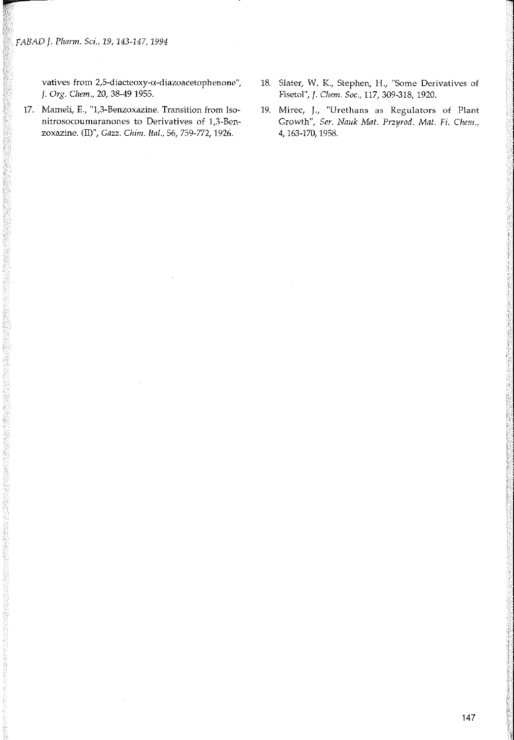vatives from 2,5-diacteoxy-α-diazoacetophenone", *J. Org. Chem.*, 20, 38-49 1955.

17. Mameli, E., "1,3-Benzoxazine. Transition from Isonitrosocoumaranones to Derivatives of 1,3-Benzoxazine. (II)", *Gazz. Chim. Ital.*, 56, 759-772, 1926.

18. Slater, W. K., Stephen, H., "Some Derivatives of Fisetol", *J. Chem. Soc.*, 117, 309-318, 1920.

19. Mirec, J., "Urethans as Regulators of Plant Growth", *Ser. Nauk Mat. Przyrod. Mat. Fi. Chem.*, 4, 163-170, 1958.